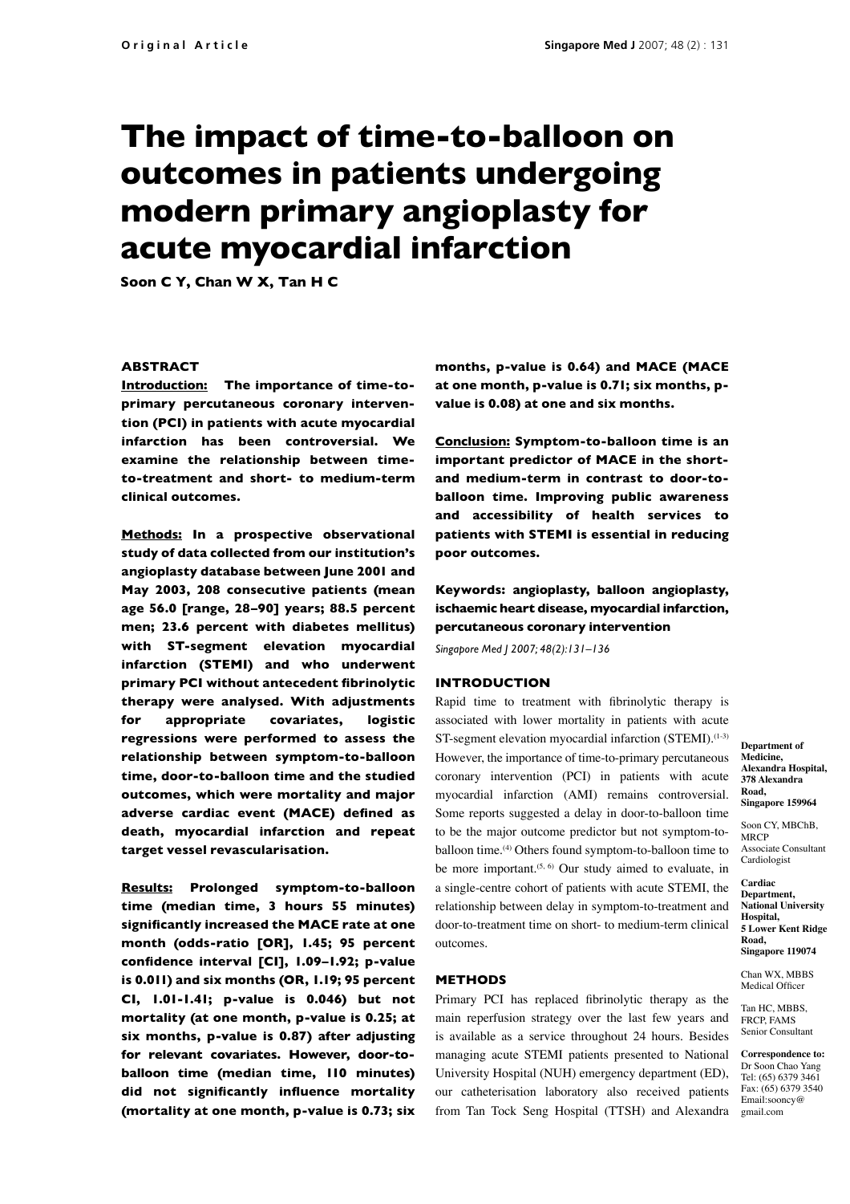# The impact of time-to-balloon on outcomes in patients undergoing modern primary angioplasty for acute myocardial infarction

**Soon C Y, Chan W X, Tan H C**

## ABSTRACT

**Introduction:** The importance of time-to-primary percutaneous coronary intervention (PCI) in patients with acute myocardial infarction has been controversial. We examine the relationship between time-to-treatment and short- to medium-term clinical outcomes.

**Methods:** In a prospective observational study of data collected from our institution's angioplasty database between June 2001 and May 2003, 208 consecutive patients (mean age 56.0 [range, 28–90] years; 88.5 percent men; 23.6 percent with diabetes mellitus) with ST-segment elevation myocardial infarction (STEMI) and who underwent primary PCI without antecedent fibrinolytic therapy were analysed. With adjustments for appropriate covariates, logistic regressions were performed to assess the relationship between symptom-to-balloon time, door-to-balloon time and the studied outcomes, which were mortality and major adverse cardiac event (MACE) defined as death, myocardial infarction and repeat target vessel revascularisation.

**Results:** Prolonged symptom-to-balloon time (median time, 3 hours 55 minutes) significantly increased the MACE rate at one month (odds-ratio [OR], 1.45; 95 percent confidence interval [CI], 1.09–1.92; p-value is 0.011) and six months (OR, 1.19; 95 percent CI, 1.01-1.41; p-value is 0.046) but not mortality (at one month, p-value is 0.25; at six months, p-value is 0.87) after adjusting for relevant covariates. However, door-to-balloon time (median time, 110 minutes) did not significantly influence mortality (mortality at one month, p-value is 0.73; six months, p-value is 0.64) and MACE (MACE at one month, p-value is 0.71; six months, p-value is 0.08) at one and six months.

**Conclusion:** Symptom-to-balloon time is an important predictor of MACE in the short- and medium-term in contrast to door-to-balloon time. Improving public awareness and accessibility of health services to patients with STEMI is essential in reducing poor outcomes.

**Keywords: angioplasty, balloon angioplasty, ischaemic heart disease, myocardial infarction, percutaneous coronary intervention**

*Singapore Med J 2007; 48(2):131–136*

## INTRODUCTION

Rapid time to treatment with fibrinolytic therapy is associated with lower mortality in patients with acute ST-segment elevation myocardial infarction (STEMI).[1-3] However, the importance of time-to-primary percutaneous coronary intervention (PCI) in patients with acute myocardial infarction (AMI) remains controversial. Some reports suggested a delay in door-to-balloon time to be the major outcome predictor but not symptom-to-balloon time.[4] Others found symptom-to-balloon time to be more important.[5, 6] Our study aimed to evaluate, in a single-centre cohort of patients with acute STEMI, the relationship between delay in symptom-to-treatment and door-to-treatment time on short- to medium-term clinical outcomes.

## METHODS

Primary PCI has replaced fibrinolytic therapy as the main reperfusion strategy over the last few years and is available as a service throughout 24 hours. Besides managing acute STEMI patients presented to National University Hospital (NUH) emergency department (ED), our catheterisation laboratory also received patients from Tan Tock Seng Hospital (TTSH) and Alexandra

**Department of Medicine, Alexandra Hospital, 378 Alexandra Road, Singapore 159964**

Soon CY, MBChB, MRCP
Associate Consultant Cardiologist

**Cardiac Department, National University Hospital, 5 Lower Kent Ridge Road, Singapore 119074**

Chan WX, MBBS
Medical Officer

Tan HC, MBBS, FRCP, FAMS
Senior Consultant

**Correspondence to:**
Dr Soon Chao Yang
Tel: (65) 6379 3461
Fax: (65) 6379 3540
Email:sooncy@gmail.com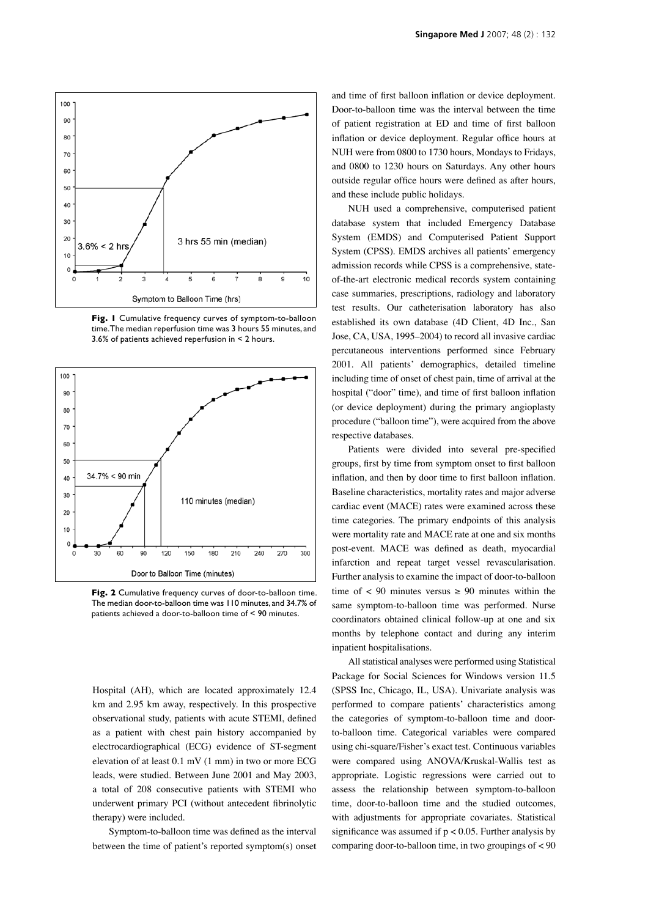Fig. 1 Cumulative frequency curves of symptom-to-balloon time. The median reperfusion time was 3 hours 55 minutes, and 3.6% of patients achieved reperfusion in < 2 hours.

Fig. 2 Cumulative frequency curves of door-to-balloon time. The median door-to-balloon time was 110 minutes, and 34.7% of patients achieved a door-to-balloon time of < 90 minutes.

Hospital (AH), which are located approximately 12.4 km and 2.95 km away, respectively. In this prospective observational study, patients with acute STEMI, defined as a patient with chest pain history accompanied by electrocardiographical (ECG) evidence of ST-segment elevation of at least 0.1 mV (1 mm) in two or more ECG leads, were studied. Between June 2001 and May 2003, a total of 208 consecutive patients with STEMI who underwent primary PCI (without antecedent fibrinolytic therapy) were included.

Symptom-to-balloon time was defined as the interval between the time of patient's reported symptom(s) onset and time of first balloon inflation or device deployment. Door-to-balloon time was the interval between the time of patient registration at ED and time of first balloon inflation or device deployment. Regular office hours at NUH were from 0800 to 1730 hours, Mondays to Fridays, and 0800 to 1230 hours on Saturdays. Any other hours outside regular office hours were defined as after hours, and these include public holidays.

NUH used a comprehensive, computerised patient database system that included Emergency Database System (EMDS) and Computerised Patient Support System (CPSS). EMDS archives all patients' emergency admission records while CPSS is a comprehensive, state-of-the-art electronic medical records system containing case summaries, prescriptions, radiology and laboratory test results. Our catheterisation laboratory has also established its own database (4D Client, 4D Inc., San Jose, CA, USA, 1995–2004) to record all invasive cardiac percutaneous interventions performed since February 2001. All patients' demographics, detailed timeline including time of onset of chest pain, time of arrival at the hospital ("door" time), and time of first balloon inflation (or device deployment) during the primary angioplasty procedure ("balloon time"), were acquired from the above respective databases.

Patients were divided into several pre-specified groups, first by time from symptom onset to first balloon inflation, and then by door time to first balloon inflation. Baseline characteristics, mortality rates and major adverse cardiac event (MACE) rates were examined across these time categories. The primary endpoints of this analysis were mortality rate and MACE rate at one and six months post-event. MACE was defined as death, myocardial infarction and repeat target vessel revascularisation. Further analysis to examine the impact of door-to-balloon time of < 90 minutes versus ≥ 90 minutes within the same symptom-to-balloon time was performed. Nurse coordinators obtained clinical follow-up at one and six months by telephone contact and during any interim inpatient hospitalisations.

All statistical analyses were performed using Statistical Package for Social Sciences for Windows version 11.5 (SPSS Inc, Chicago, IL, USA). Univariate analysis was performed to compare patients' characteristics among the categories of symptom-to-balloon time and door-to-balloon time. Categorical variables were compared using chi-square/Fisher's exact test. Continuous variables were compared using ANOVA/Kruskal-Wallis test as appropriate. Logistic regressions were carried out to assess the relationship between symptom-to-balloon time, door-to-balloon time and the studied outcomes, with adjustments for appropriate covariates. Statistical significance was assumed if $p < 0.05$. Further analysis by comparing door-to-balloon time, in two groupings of < 90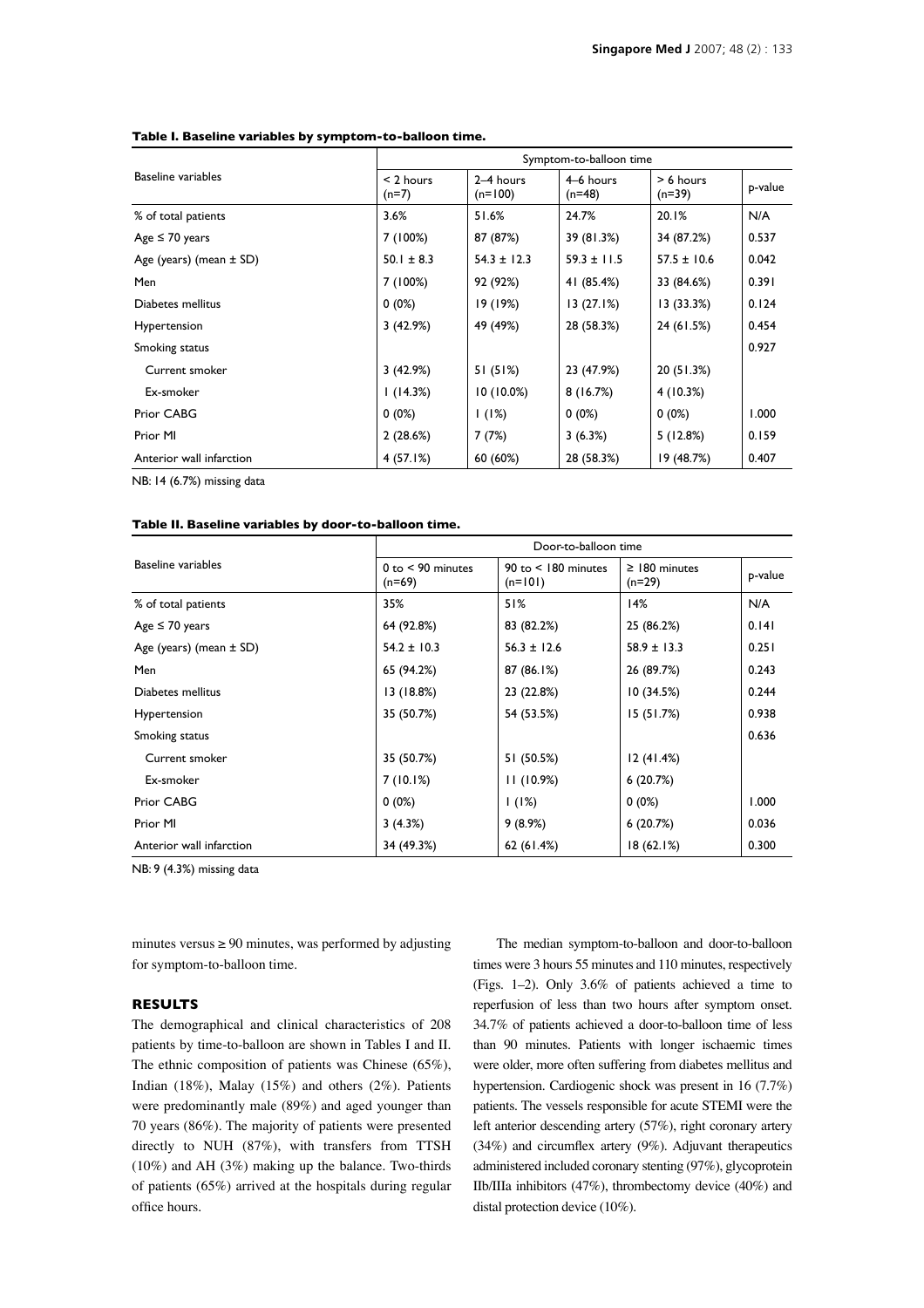**Table I. Baseline variables by symptom-to-balloon time.**

| Baseline variables | Symptom-to-balloon time | | | | |
|---|---|---|---|---|---|
| | < 2 hours (n=7) | 2–4 hours (n=100) | 4–6 hours (n=48) | > 6 hours (n=39) | p-value |
| % of total patients | 3.6% | 51.6% | 24.7% | 20.1% | N/A |
| Age ≤ 70 years | 7 (100%) | 87 (87%) | 39 (81.3%) | 34 (87.2%) | 0.537 |
| Age (years) (mean ± SD) | 50.1 ± 8.3 | 54.3 ± 12.3 | 59.3 ± 11.5 | 57.5 ± 10.6 | 0.042 |
| Men | 7 (100%) | 92 (92%) | 41 (85.4%) | 33 (84.6%) | 0.391 |
| Diabetes mellitus | 0 (0%) | 19 (19%) | 13 (27.1%) | 13 (33.3%) | 0.124 |
| Hypertension | 3 (42.9%) | 49 (49%) | 28 (58.3%) | 24 (61.5%) | 0.454 |
| Smoking status | | | | | 0.927 |
| Current smoker | 3 (42.9%) | 51 (51%) | 23 (47.9%) | 20 (51.3%) | |
| Ex-smoker | 1 (14.3%) | 10 (10.0%) | 8 (16.7%) | 4 (10.3%) | |
| Prior CABG | 0 (0%) | 1 (1%) | 0 (0%) | 0 (0%) | 1.000 |
| Prior MI | 2 (28.6%) | 7 (7%) | 3 (6.3%) | 5 (12.8%) | 0.159 |
| Anterior wall infarction | 4 (57.1%) | 60 (60%) | 28 (58.3%) | 19 (48.7%) | 0.407 |

NB: 14 (6.7%) missing data

**Table II. Baseline variables by door-to-balloon time.**

| Baseline variables | Door-to-balloon time | | | |
|---|---|---|---|---|
| | 0 to < 90 minutes (n=69) | 90 to < 180 minutes (n=101) | ≥ 180 minutes (n=29) | p-value |
| % of total patients | 35% | 51% | 14% | N/A |
| Age ≤ 70 years | 64 (92.8%) | 83 (82.2%) | 25 (86.2%) | 0.141 |
| Age (years) (mean ± SD) | 54.2 ± 10.3 | 56.3 ± 12.6 | 58.9 ± 13.3 | 0.251 |
| Men | 65 (94.2%) | 87 (86.1%) | 26 (89.7%) | 0.243 |
| Diabetes mellitus | 13 (18.8%) | 23 (22.8%) | 10 (34.5%) | 0.244 |
| Hypertension | 35 (50.7%) | 54 (53.5%) | 15 (51.7%) | 0.938 |
| Smoking status | | | | 0.636 |
| Current smoker | 35 (50.7%) | 51 (50.5%) | 12 (41.4%) | |
| Ex-smoker | 7 (10.1%) | 11 (10.9%) | 6 (20.7%) | |
| Prior CABG | 0 (0%) | 1 (1%) | 0 (0%) | 1.000 |
| Prior MI | 3 (4.3%) | 9 (8.9%) | 6 (20.7%) | 0.036 |
| Anterior wall infarction | 34 (49.3%) | 62 (61.4%) | 18 (62.1%) | 0.300 |

NB: 9 (4.3%) missing data

minutes versus ≥ 90 minutes, was performed by adjusting for symptom-to-balloon time.

## RESULTS

The demographical and clinical characteristics of 208 patients by time-to-balloon are shown in Tables I and II. The ethnic composition of patients was Chinese (65%), Indian (18%), Malay (15%) and others (2%). Patients were predominantly male (89%) and aged younger than 70 years (86%). The majority of patients were presented directly to NUH (87%), with transfers from TTSH (10%) and AH (3%) making up the balance. Two-thirds of patients (65%) arrived at the hospitals during regular office hours.

The median symptom-to-balloon and door-to-balloon times were 3 hours 55 minutes and 110 minutes, respectively (Figs. 1–2). Only 3.6% of patients achieved a time to reperfusion of less than two hours after symptom onset. 34.7% of patients achieved a door-to-balloon time of less than 90 minutes. Patients with longer ischaemic times were older, more often suffering from diabetes mellitus and hypertension. Cardiogenic shock was present in 16 (7.7%) patients. The vessels responsible for acute STEMI were the left anterior descending artery (57%), right coronary artery (34%) and circumflex artery (9%). Adjuvant therapeutics administered included coronary stenting (97%), glycoprotein IIb/IIIa inhibitors (47%), thrombectomy device (40%) and distal protection device (10%).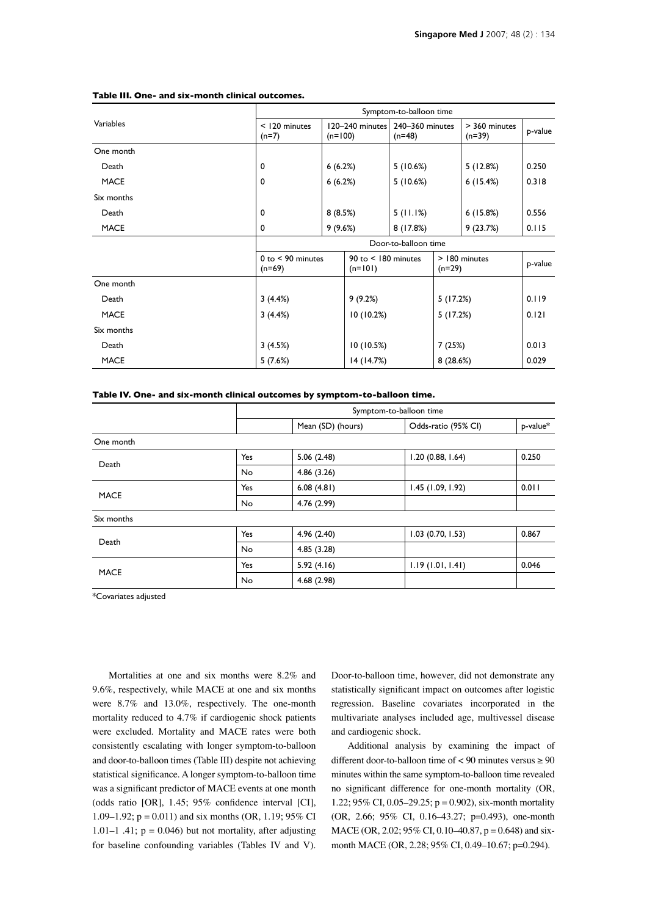**Table III. One- and six-month clinical outcomes.**

| Variables | Symptom-to-balloon time | | | | |
|---|---|---|---|---|---|
| | < 120 minutes (n=7) | 120–240 minutes (n=100) | 240–360 minutes (n=48) | > 360 minutes (n=39) | p-value |
| One month | | | | | |
| Death | 0 | 6 (6.2%) | 5 (10.6%) | 5 (12.8%) | 0.250 |
| MACE | 0 | 6 (6.2%) | 5 (10.6%) | 6 (15.4%) | 0.318 |
| Six months | | | | | |
| Death | 0 | 8 (8.5%) | 5 (11.1%) | 6 (15.8%) | 0.556 |
| MACE | 0 | 9 (9.6%) | 8 (17.8%) | 9 (23.7%) | 0.115 |

| | Door-to-balloon time | | | |
|---|---|---|---|---|
| | 0 to < 90 minutes (n=69) | 90 to < 180 minutes (n=101) | > 180 minutes (n=29) | p-value |
| One month | | | | |
| Death | 3 (4.4%) | 9 (9.2%) | 5 (17.2%) | 0.119 |
| MACE | 3 (4.4%) | 10 (10.2%) | 5 (17.2%) | 0.121 |
| Six months | | | | |
| Death | 3 (4.5%) | 10 (10.5%) | 7 (25%) | 0.013 |
| MACE | 5 (7.6%) | 14 (14.7%) | 8 (28.6%) | 0.029 |

**Table IV. One- and six-month clinical outcomes by symptom-to-balloon time.**

| | | Symptom-to-balloon time | | |
|---|---|---|---|---|
| | | Mean (SD) (hours) | Odds-ratio (95% CI) | p-value* |
| One month | | | | |
| Death | Yes | 5.06 (2.48) | 1.20 (0.88, 1.64) | 0.250 |
| | No | 4.86 (3.26) | | |
| MACE | Yes | 6.08 (4.81) | 1.45 (1.09, 1.92) | 0.011 |
| | No | 4.76 (2.99) | | |
| Six months | | | | |
| Death | Yes | 4.96 (2.40) | 1.03 (0.70, 1.53) | 0.867 |
| | No | 4.85 (3.28) | | |
| MACE | Yes | 5.92 (4.16) | 1.19 (1.01, 1.41) | 0.046 |
| | No | 4.68 (2.98) | | |

*Covariates adjusted

Mortalities at one and six months were 8.2% and 9.6%, respectively, while MACE at one and six months were 8.7% and 13.0%, respectively. The one-month mortality reduced to 4.7% if cardiogenic shock patients were excluded. Mortality and MACE rates were both consistently escalating with longer symptom-to-balloon and door-to-balloon times (Table III) despite not achieving statistical significance. A longer symptom-to-balloon time was a significant predictor of MACE events at one month (odds ratio [OR], 1.45; 95% confidence interval [CI], 1.09–1.92; p = 0.011) and six months (OR, 1.19; 95% CI 1.01–1 .41; p = 0.046) but not mortality, after adjusting for baseline confounding variables (Tables IV and V). Door-to-balloon time, however, did not demonstrate any statistically significant impact on outcomes after logistic regression. Baseline covariates incorporated in the multivariate analyses included age, multivessel disease and cardiogenic shock.

Additional analysis by examining the impact of different door-to-balloon time of < 90 minutes versus ≥ 90 minutes within the same symptom-to-balloon time revealed no significant difference for one-month mortality (OR, 1.22; 95% CI, 0.05–29.25; p = 0.902), six-month mortality (OR, 2.66; 95% CI, 0.16–43.27; p=0.493), one-month MACE (OR, 2.02; 95% CI, 0.10–40.87, p = 0.648) and six-month MACE (OR, 2.28; 95% CI, 0.49–10.67; p=0.294).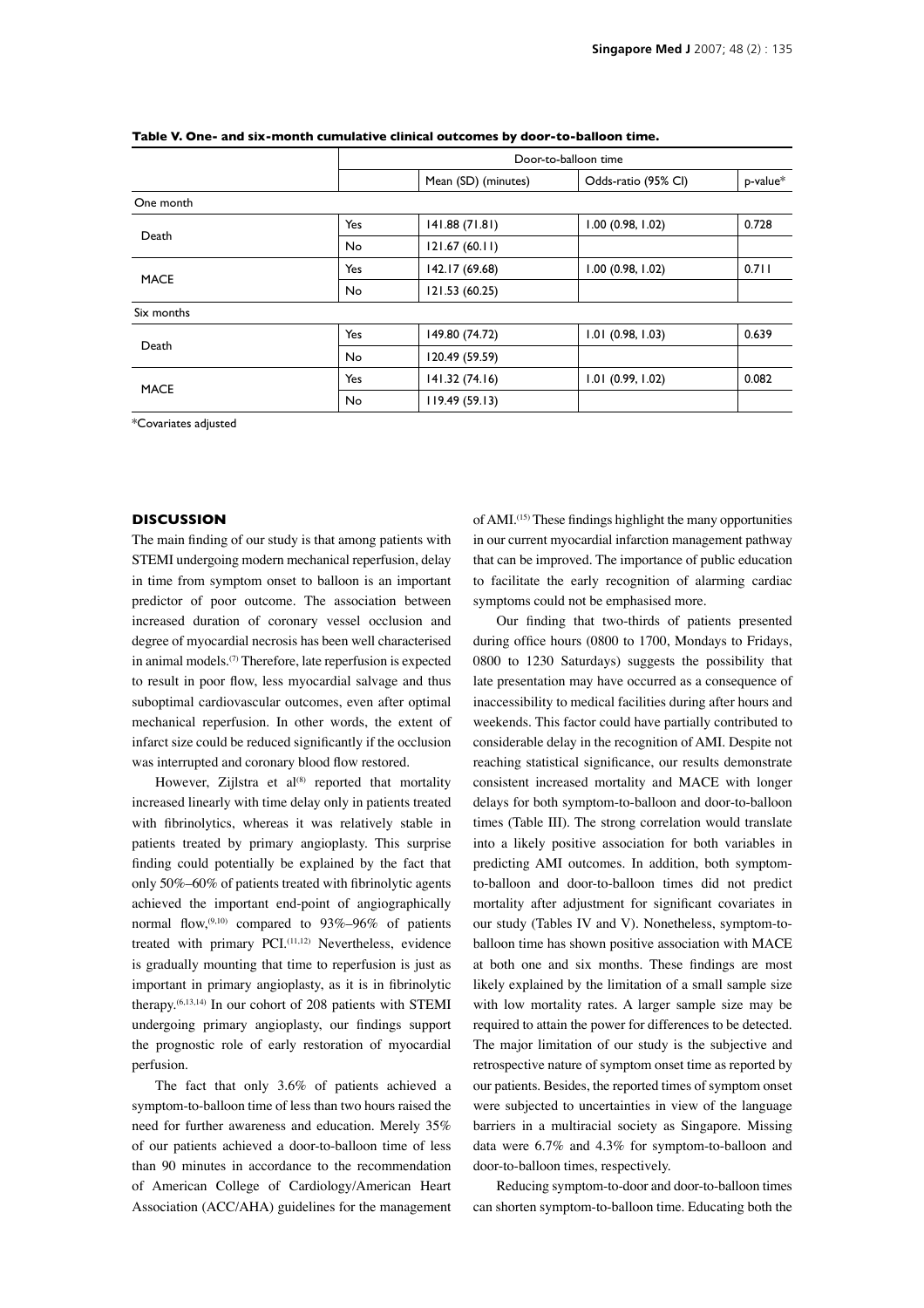**Table V. One- and six-month cumulative clinical outcomes by door-to-balloon time.**

| | Door-to-balloon time | | | |
|---|---|---|---|---|
| | | Mean (SD) (minutes) | Odds-ratio (95% CI) | p-value* |
| One month | | | | |
| Death | Yes | 141.88 (71.81) | 1.00 (0.98, 1.02) | 0.728 |
| | No | 121.67 (60.11) | | |
| MACE | Yes | 142.17 (69.68) | 1.00 (0.98, 1.02) | 0.711 |
| | No | 121.53 (60.25) | | |
| Six months | | | | |
| Death | Yes | 149.80 (74.72) | 1.01 (0.98, 1.03) | 0.639 |
| | No | 120.49 (59.59) | | |
| MACE | Yes | 141.32 (74.16) | 1.01 (0.99, 1.02) | 0.082 |
| | No | 119.49 (59.13) | | |

*Covariates adjusted

## DISCUSSION

The main finding of our study is that among patients with STEMI undergoing modern mechanical reperfusion, delay in time from symptom onset to balloon is an important predictor of poor outcome. The association between increased duration of coronary vessel occlusion and degree of myocardial necrosis has been well characterised in animal models.[7] Therefore, late reperfusion is expected to result in poor flow, less myocardial salvage and thus suboptimal cardiovascular outcomes, even after optimal mechanical reperfusion. In other words, the extent of infarct size could be reduced significantly if the occlusion was interrupted and coronary blood flow restored.

However, Zijlstra et al[8] reported that mortality increased linearly with time delay only in patients treated with fibrinolytics, whereas it was relatively stable in patients treated by primary angioplasty. This surprise finding could potentially be explained by the fact that only 50%–60% of patients treated with fibrinolytic agents achieved the important end-point of angiographically normal flow,[9,10] compared to 93%–96% of patients treated with primary PCI.[11,12] Nevertheless, evidence is gradually mounting that time to reperfusion is just as important in primary angioplasty, as it is in fibrinolytic therapy.[6,13,14] In our cohort of 208 patients with STEMI undergoing primary angioplasty, our findings support the prognostic role of early restoration of myocardial perfusion.

The fact that only 3.6% of patients achieved a symptom-to-balloon time of less than two hours raised the need for further awareness and education. Merely 35% of our patients achieved a door-to-balloon time of less than 90 minutes in accordance to the recommendation of American College of Cardiology/American Heart Association (ACC/AHA) guidelines for the management of AMI.[15] These findings highlight the many opportunities in our current myocardial infarction management pathway that can be improved. The importance of public education to facilitate the early recognition of alarming cardiac symptoms could not be emphasised more.

Our finding that two-thirds of patients presented during office hours (0800 to 1700, Mondays to Fridays, 0800 to 1230 Saturdays) suggests the possibility that late presentation may have occurred as a consequence of inaccessibility to medical facilities during after hours and weekends. This factor could have partially contributed to considerable delay in the recognition of AMI. Despite not reaching statistical significance, our results demonstrate consistent increased mortality and MACE with longer delays for both symptom-to-balloon and door-to-balloon times (Table III). The strong correlation would translate into a likely positive association for both variables in predicting AMI outcomes. In addition, both symptom-to-balloon and door-to-balloon times did not predict mortality after adjustment for significant covariates in our study (Tables IV and V). Nonetheless, symptom-to-balloon time has shown positive association with MACE at both one and six months. These findings are most likely explained by the limitation of a small sample size with low mortality rates. A larger sample size may be required to attain the power for differences to be detected. The major limitation of our study is the subjective and retrospective nature of symptom onset time as reported by our patients. Besides, the reported times of symptom onset were subjected to uncertainties in view of the language barriers in a multiracial society as Singapore. Missing data were 6.7% and 4.3% for symptom-to-balloon and door-to-balloon times, respectively.

Reducing symptom-to-door and door-to-balloon times can shorten symptom-to-balloon time. Educating both the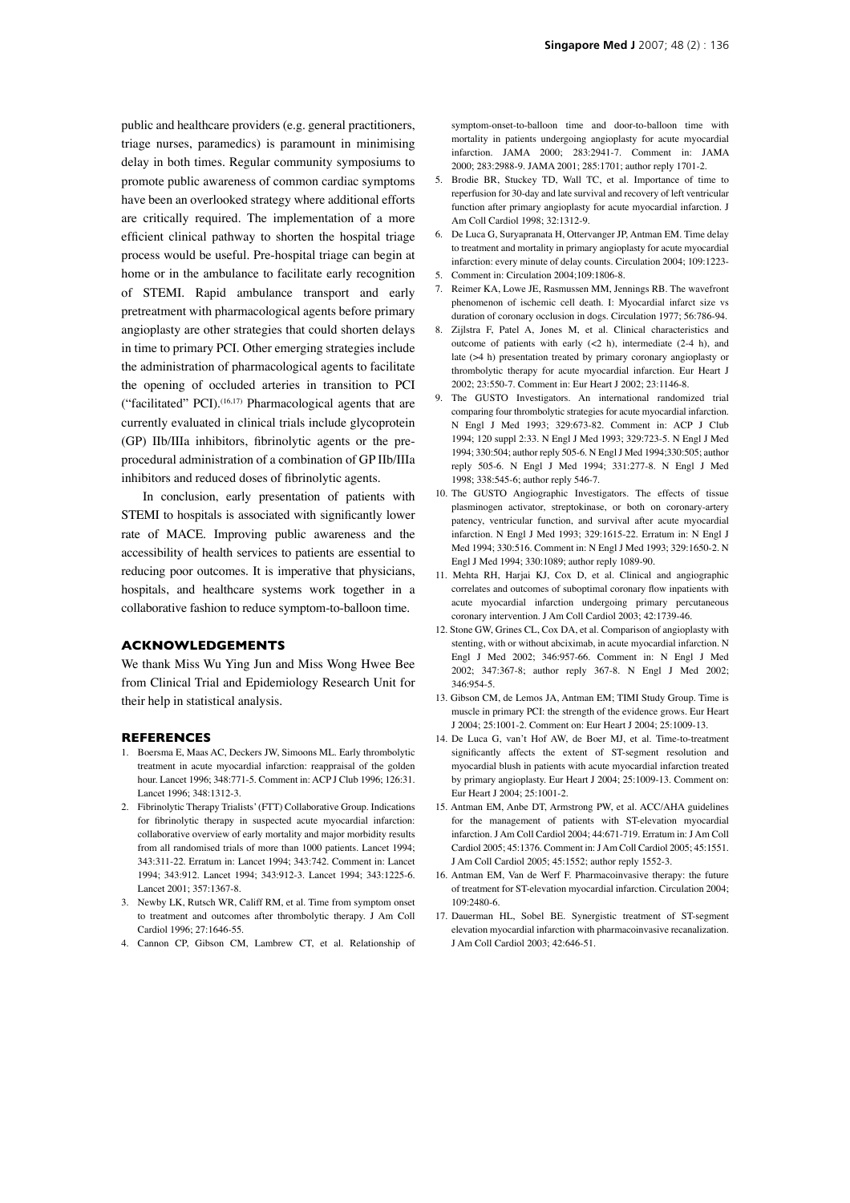public and healthcare providers (e.g. general practitioners, triage nurses, paramedics) is paramount in minimising delay in both times. Regular community symposiums to promote public awareness of common cardiac symptoms have been an overlooked strategy where additional efforts are critically required. The implementation of a more efficient clinical pathway to shorten the hospital triage process would be useful. Pre-hospital triage can begin at home or in the ambulance to facilitate early recognition of STEMI. Rapid ambulance transport and early pretreatment with pharmacological agents before primary angioplasty are other strategies that could shorten delays in time to primary PCI. Other emerging strategies include the administration of pharmacological agents to facilitate the opening of occluded arteries in transition to PCI ("facilitated" PCI).[16,17] Pharmacological agents that are currently evaluated in clinical trials include glycoprotein (GP) IIb/IIIa inhibitors, fibrinolytic agents or the pre-procedural administration of a combination of GP IIb/IIIa inhibitors and reduced doses of fibrinolytic agents.

In conclusion, early presentation of patients with STEMI to hospitals is associated with significantly lower rate of MACE. Improving public awareness and the accessibility of health services to patients are essential to reducing poor outcomes. It is imperative that physicians, hospitals, and healthcare systems work together in a collaborative fashion to reduce symptom-to-balloon time.

## ACKNOWLEDGEMENTS

We thank Miss Wu Ying Jun and Miss Wong Hwee Bee from Clinical Trial and Epidemiology Research Unit for their help in statistical analysis.

## REFERENCES

1. Boersma E, Maas AC, Deckers JW, Simoons ML. Early thrombolytic treatment in acute myocardial infarction: reappraisal of the golden hour. Lancet 1996; 348:771-5. Comment in: ACP J Club 1996; 126:31. Lancet 1996; 348:1312-3.
2. Fibrinolytic Therapy Trialists' (FTT) Collaborative Group. Indications for fibrinolytic therapy in suspected acute myocardial infarction: collaborative overview of early mortality and major morbidity results from all randomised trials of more than 1000 patients. Lancet 1994; 343:311-22. Erratum in: Lancet 1994; 343:742. Comment in: Lancet 1994; 343:912. Lancet 1994; 343:912-3. Lancet 1994; 343:1225-6. Lancet 2001; 357:1367-8.
3. Newby LK, Rutsch WR, Califf RM, et al. Time from symptom onset to treatment and outcomes after thrombolytic therapy. J Am Coll Cardiol 1996; 27:1646-55.
4. Cannon CP, Gibson CM, Lambrew CT, et al. Relationship of symptom-onset-to-balloon time and door-to-balloon time with mortality in patients undergoing angioplasty for acute myocardial infarction. JAMA 2000; 283:2941-7. Comment in: JAMA 2000; 283:2988-9. JAMA 2001; 285:1701; author reply 1701-2.
5. Brodie BR, Stuckey TD, Wall TC, et al. Importance of time to reperfusion for 30-day and late survival and recovery of left ventricular function after primary angioplasty for acute myocardial infarction. J Am Coll Cardiol 1998; 32:1312-9.
6. De Luca G, Suryapranata H, Ottervanger JP, Antman EM. Time delay to treatment and mortality in primary angioplasty for acute myocardial infarction: every minute of delay counts. Circulation 2004; 109:1223-5. Comment in: Circulation 2004;109:1806-8.
7. Reimer KA, Lowe JE, Rasmussen MM, Jennings RB. The wavefront phenomenon of ischemic cell death. I: Myocardial infarct size vs duration of coronary occlusion in dogs. Circulation 1977; 56:786-94.
8. Zijlstra F, Patel A, Jones M, et al. Clinical characteristics and outcome of patients with early (<2 h), intermediate (2-4 h), and late (>4 h) presentation treated by primary coronary angioplasty or thrombolytic therapy for acute myocardial infarction. Eur Heart J 2002; 23:550-7. Comment in: Eur Heart J 2002; 23:1146-8.
9. The GUSTO Investigators. An international randomized trial comparing four thrombolytic strategies for acute myocardial infarction. N Engl J Med 1993; 329:673-82. Comment in: ACP J Club 1994; 120 suppl 2:33. N Engl J Med 1993; 329:723-5. N Engl J Med 1994; 330:504; author reply 505-6. N Engl J Med 1994;330:505; author reply 505-6. N Engl J Med 1994; 331:277-8. N Engl J Med 1998; 338:545-6; author reply 546-7.
10. The GUSTO Angiographic Investigators. The effects of tissue plasminogen activator, streptokinase, or both on coronary-artery patency, ventricular function, and survival after acute myocardial infarction. N Engl J Med 1993; 329:1615-22. Erratum in: N Engl J Med 1994; 330:516. Comment in: N Engl J Med 1993; 329:1650-2. N Engl J Med 1994; 330:1089; author reply 1089-90.
11. Mehta RH, Harjai KJ, Cox D, et al. Clinical and angiographic correlates and outcomes of suboptimal coronary flow inpatients with acute myocardial infarction undergoing primary percutaneous coronary intervention. J Am Coll Cardiol 2003; 42:1739-46.
12. Stone GW, Grines CL, Cox DA, et al. Comparison of angioplasty with stenting, with or without abciximab, in acute myocardial infarction. N Engl J Med 2002; 346:957-66. Comment in: N Engl J Med 2002; 347:367-8; author reply 367-8. N Engl J Med 2002; 346:954-5.
13. Gibson CM, de Lemos JA, Antman EM; TIMI Study Group. Time is muscle in primary PCI: the strength of the evidence grows. Eur Heart J 2004; 25:1001-2. Comment on: Eur Heart J 2004; 25:1009-13.
14. De Luca G, van't Hof AW, de Boer MJ, et al. Time-to-treatment significantly affects the extent of ST-segment resolution and myocardial blush in patients with acute myocardial infarction treated by primary angioplasty. Eur Heart J 2004; 25:1009-13. Comment on: Eur Heart J 2004; 25:1001-2.
15. Antman EM, Anbe DT, Armstrong PW, et al. ACC/AHA guidelines for the management of patients with ST-elevation myocardial infarction. J Am Coll Cardiol 2004; 44:671-719. Erratum in: J Am Coll Cardiol 2005; 45:1376. Comment in: J Am Coll Cardiol 2005; 45:1551. J Am Coll Cardiol 2005; 45:1552; author reply 1552-3.
16. Antman EM, Van de Werf F. Pharmacoinvasive therapy: the future of treatment for ST-elevation myocardial infarction. Circulation 2004; 109:2480-6.
17. Dauerman HL, Sobel BE. Synergistic treatment of ST-segment elevation myocardial infarction with pharmacoinvasive recanalization. J Am Coll Cardiol 2003; 42:646-51.